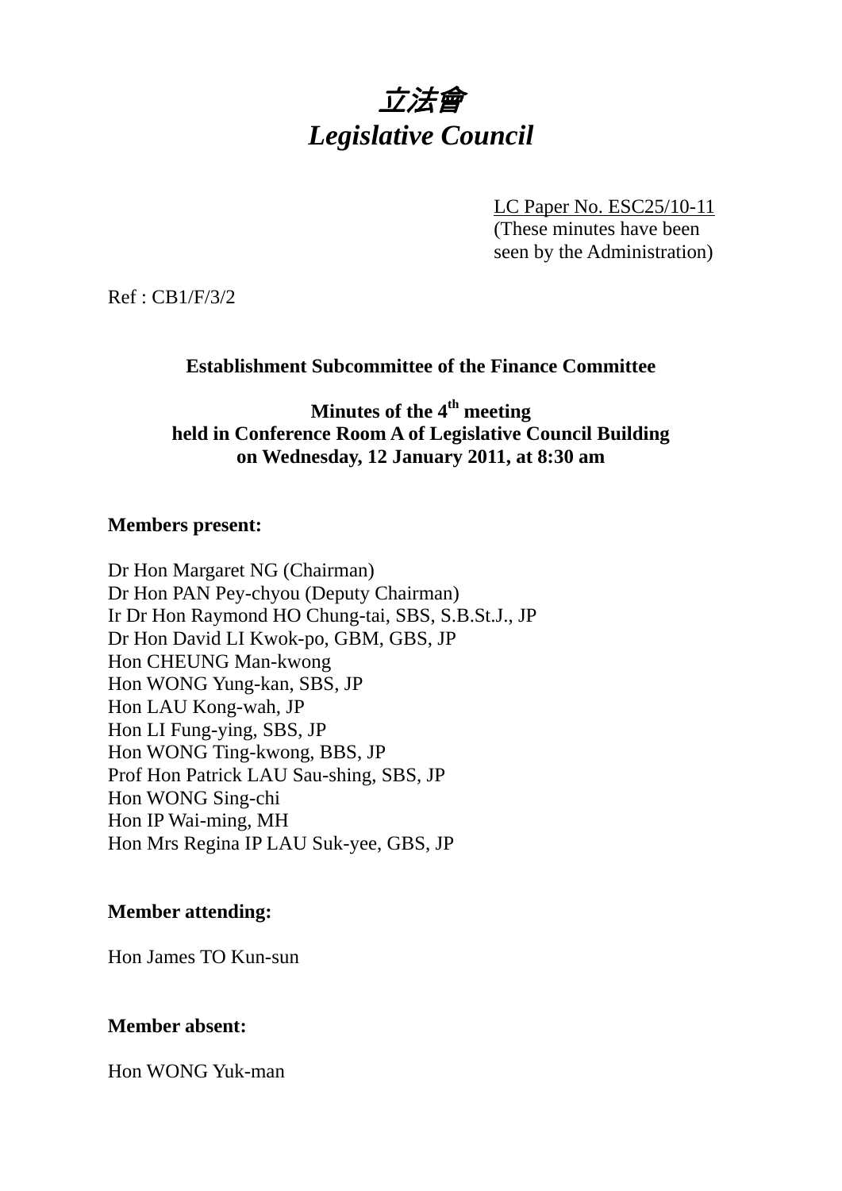# 立法會
# *Legislative Council*

LC Paper No. ESC25/10-11
(These minutes have been seen by the Administration)

Ref : CB1/F/3/2

**Establishment Subcommittee of the Finance Committee**

**Minutes of the 4th meeting**
**held in Conference Room A of Legislative Council Building**
**on Wednesday, 12 January 2011, at 8:30 am**

**Members present:**

Dr Hon Margaret NG (Chairman)
Dr Hon PAN Pey-chyou (Deputy Chairman)
Ir Dr Hon Raymond HO Chung-tai, SBS, S.B.St.J., JP
Dr Hon David LI Kwok-po, GBM, GBS, JP
Hon CHEUNG Man-kwong
Hon WONG Yung-kan, SBS, JP
Hon LAU Kong-wah, JP
Hon LI Fung-ying, SBS, JP
Hon WONG Ting-kwong, BBS, JP
Prof Hon Patrick LAU Sau-shing, SBS, JP
Hon WONG Sing-chi
Hon IP Wai-ming, MH
Hon Mrs Regina IP LAU Suk-yee, GBS, JP

**Member attending:**

Hon James TO Kun-sun

**Member absent:**

Hon WONG Yuk-man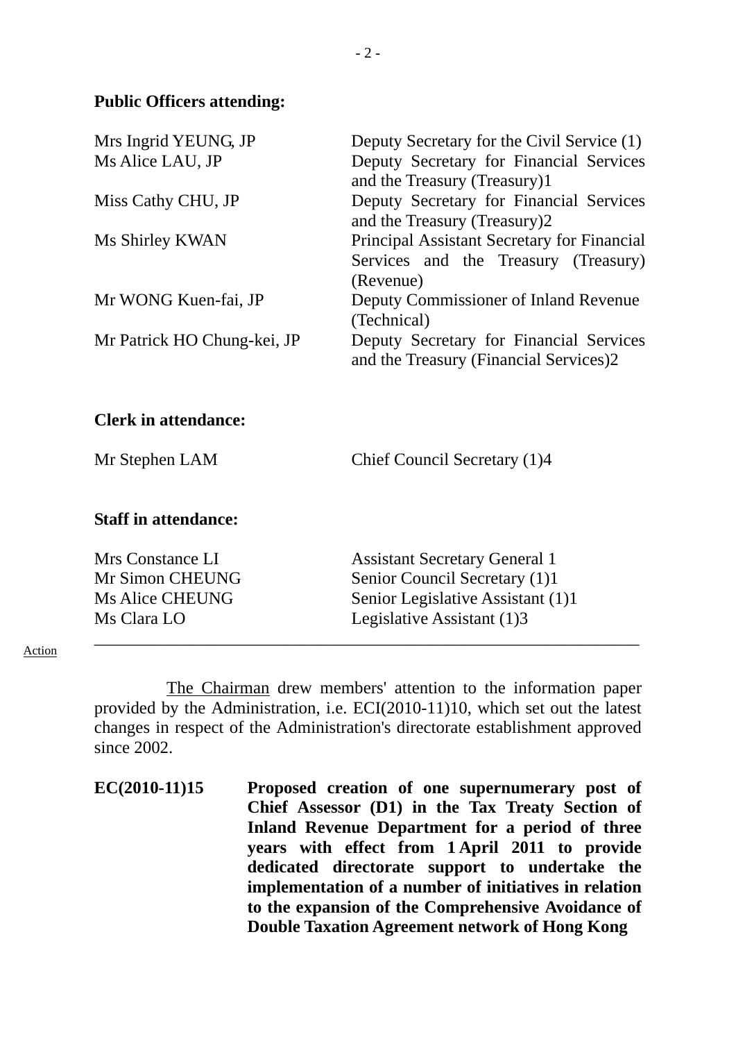**Public Officers attending:**

| | |
|---|---|
| Mrs Ingrid YEUNG, JP | Deputy Secretary for the Civil Service (1) |
| Ms Alice LAU, JP | Deputy Secretary for Financial Services and the Treasury (Treasury)1 |
| Miss Cathy CHU, JP | Deputy Secretary for Financial Services and the Treasury (Treasury)2 |
| Ms Shirley KWAN | Principal Assistant Secretary for Financial Services and the Treasury (Treasury) (Revenue) |
| Mr WONG Kuen-fai, JP | Deputy Commissioner of Inland Revenue (Technical) |
| Mr Patrick HO Chung-kei, JP | Deputy Secretary for Financial Services and the Treasury (Financial Services)2 |

**Clerk in attendance:**

| | |
|---|---|
| Mr Stephen LAM | Chief Council Secretary (1)4 |

**Staff in attendance:**

| | |
|---|---|
| Mrs Constance LI | Assistant Secretary General 1 |
| Mr Simon CHEUNG | Senior Council Secretary (1)1 |
| Ms Alice CHEUNG | Senior Legislative Assistant (1)1 |
| Ms Clara LO | Legislative Assistant (1)3 |

---

Action

The Chairman drew members' attention to the information paper provided by the Administration, i.e. ECI(2010-11)10, which set out the latest changes in respect of the Administration's directorate establishment approved since 2002.

**EC(2010-11)15 Proposed creation of one supernumerary post of Chief Assessor (D1) in the Tax Treaty Section of Inland Revenue Department for a period of three years with effect from 1 April 2011 to provide dedicated directorate support to undertake the implementation of a number of initiatives in relation to the expansion of the Comprehensive Avoidance of Double Taxation Agreement network of Hong Kong**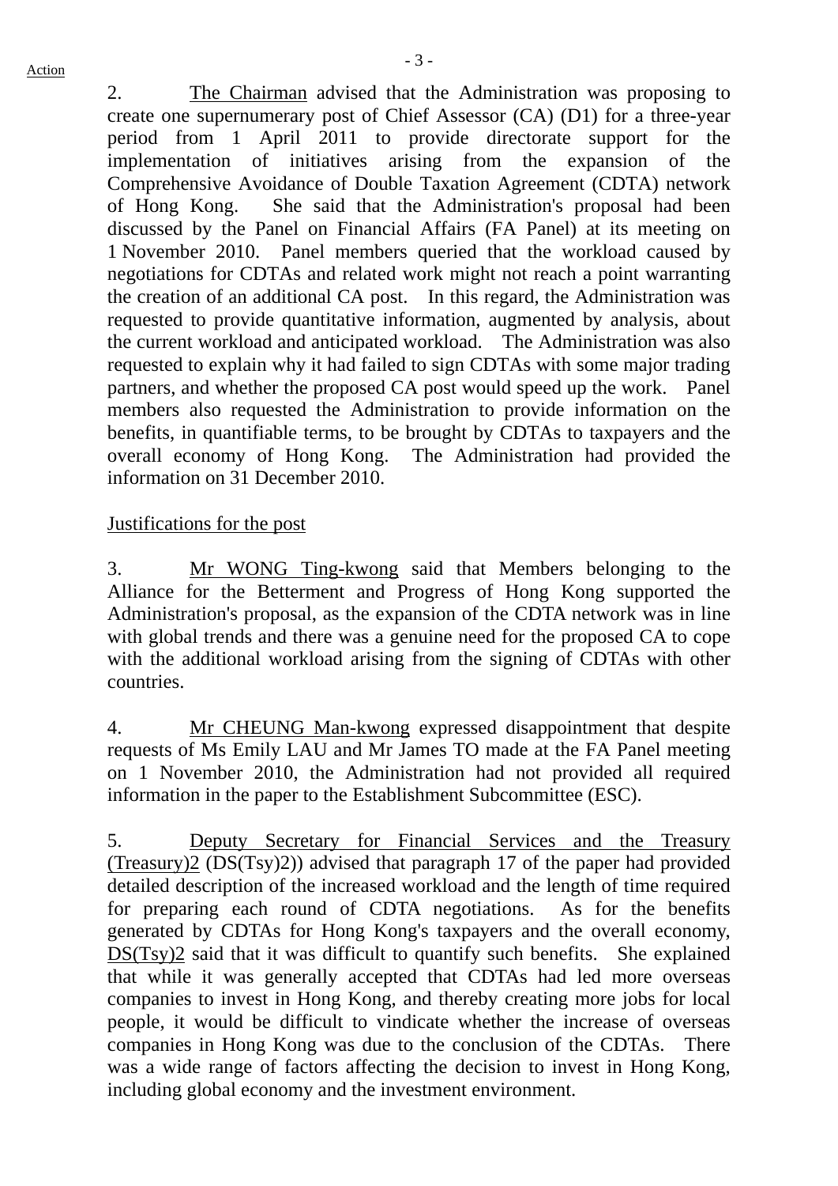2. The Chairman advised that the Administration was proposing to create one supernumerary post of Chief Assessor (CA) (D1) for a three-year period from 1 April 2011 to provide directorate support for the implementation of initiatives arising from the expansion of the Comprehensive Avoidance of Double Taxation Agreement (CDTA) network of Hong Kong. She said that the Administration's proposal had been discussed by the Panel on Financial Affairs (FA Panel) at its meeting on 1 November 2010. Panel members queried that the workload caused by negotiations for CDTAs and related work might not reach a point warranting the creation of an additional CA post. In this regard, the Administration was requested to provide quantitative information, augmented by analysis, about the current workload and anticipated workload. The Administration was also requested to explain why it had failed to sign CDTAs with some major trading partners, and whether the proposed CA post would speed up the work. Panel members also requested the Administration to provide information on the benefits, in quantifiable terms, to be brought by CDTAs to taxpayers and the overall economy of Hong Kong. The Administration had provided the information on 31 December 2010.

Justifications for the post

3. Mr WONG Ting-kwong said that Members belonging to the Alliance for the Betterment and Progress of Hong Kong supported the Administration's proposal, as the expansion of the CDTA network was in line with global trends and there was a genuine need for the proposed CA to cope with the additional workload arising from the signing of CDTAs with other countries.

4. Mr CHEUNG Man-kwong expressed disappointment that despite requests of Ms Emily LAU and Mr James TO made at the FA Panel meeting on 1 November 2010, the Administration had not provided all required information in the paper to the Establishment Subcommittee (ESC).

5. Deputy Secretary for Financial Services and the Treasury (Treasury)2 (DS(Tsy)2)) advised that paragraph 17 of the paper had provided detailed description of the increased workload and the length of time required for preparing each round of CDTA negotiations. As for the benefits generated by CDTAs for Hong Kong's taxpayers and the overall economy, DS(Tsy)2 said that it was difficult to quantify such benefits. She explained that while it was generally accepted that CDTAs had led more overseas companies to invest in Hong Kong, and thereby creating more jobs for local people, it would be difficult to vindicate whether the increase of overseas companies in Hong Kong was due to the conclusion of the CDTAs. There was a wide range of factors affecting the decision to invest in Hong Kong, including global economy and the investment environment.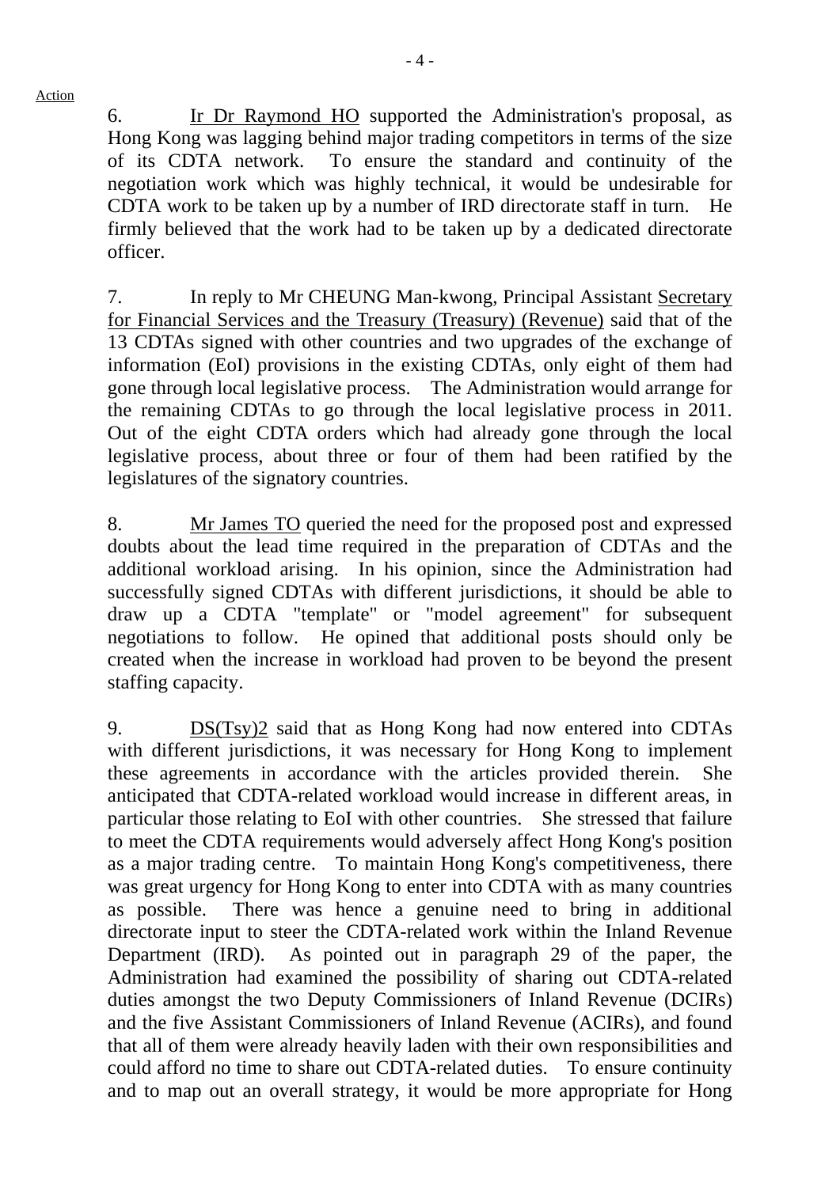Action

6. Ir Dr Raymond HO supported the Administration's proposal, as Hong Kong was lagging behind major trading competitors in terms of the size of its CDTA network. To ensure the standard and continuity of the negotiation work which was highly technical, it would be undesirable for CDTA work to be taken up by a number of IRD directorate staff in turn. He firmly believed that the work had to be taken up by a dedicated directorate officer.

7. In reply to Mr CHEUNG Man-kwong, Principal Assistant Secretary for Financial Services and the Treasury (Treasury) (Revenue) said that of the 13 CDTAs signed with other countries and two upgrades of the exchange of information (EoI) provisions in the existing CDTAs, only eight of them had gone through local legislative process. The Administration would arrange for the remaining CDTAs to go through the local legislative process in 2011. Out of the eight CDTA orders which had already gone through the local legislative process, about three or four of them had been ratified by the legislatures of the signatory countries.

8. Mr James TO queried the need for the proposed post and expressed doubts about the lead time required in the preparation of CDTAs and the additional workload arising. In his opinion, since the Administration had successfully signed CDTAs with different jurisdictions, it should be able to draw up a CDTA "template" or "model agreement" for subsequent negotiations to follow. He opined that additional posts should only be created when the increase in workload had proven to be beyond the present staffing capacity.

9. DS(Tsy)2 said that as Hong Kong had now entered into CDTAs with different jurisdictions, it was necessary for Hong Kong to implement these agreements in accordance with the articles provided therein. She anticipated that CDTA-related workload would increase in different areas, in particular those relating to EoI with other countries. She stressed that failure to meet the CDTA requirements would adversely affect Hong Kong's position as a major trading centre. To maintain Hong Kong's competitiveness, there was great urgency for Hong Kong to enter into CDTA with as many countries as possible. There was hence a genuine need to bring in additional directorate input to steer the CDTA-related work within the Inland Revenue Department (IRD). As pointed out in paragraph 29 of the paper, the Administration had examined the possibility of sharing out CDTA-related duties amongst the two Deputy Commissioners of Inland Revenue (DCIRs) and the five Assistant Commissioners of Inland Revenue (ACIRs), and found that all of them were already heavily laden with their own responsibilities and could afford no time to share out CDTA-related duties. To ensure continuity and to map out an overall strategy, it would be more appropriate for Hong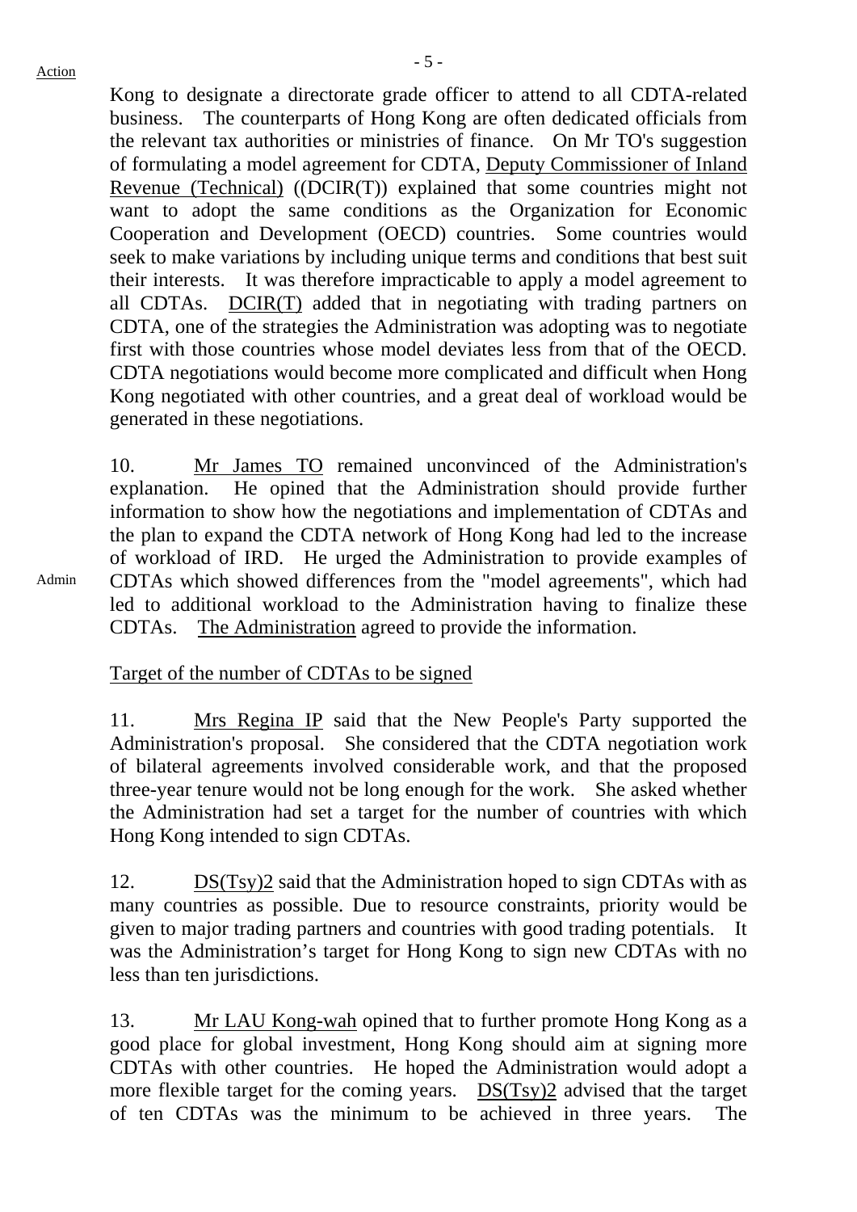Kong to designate a directorate grade officer to attend to all CDTA-related business. The counterparts of Hong Kong are often dedicated officials from the relevant tax authorities or ministries of finance. On Mr TO's suggestion of formulating a model agreement for CDTA, Deputy Commissioner of Inland Revenue (Technical) ((DCIR(T)) explained that some countries might not want to adopt the same conditions as the Organization for Economic Cooperation and Development (OECD) countries. Some countries would seek to make variations by including unique terms and conditions that best suit their interests. It was therefore impracticable to apply a model agreement to all CDTAs. DCIR(T) added that in negotiating with trading partners on CDTA, one of the strategies the Administration was adopting was to negotiate first with those countries whose model deviates less from that of the OECD. CDTA negotiations would become more complicated and difficult when Hong Kong negotiated with other countries, and a great deal of workload would be generated in these negotiations.

10. Mr James TO remained unconvinced of the Administration's explanation. He opined that the Administration should provide further information to show how the negotiations and implementation of CDTAs and the plan to expand the CDTA network of Hong Kong had led to the increase of workload of IRD. He urged the Administration to provide examples of CDTAs which showed differences from the "model agreements", which had led to additional workload to the Administration having to finalize these CDTAs. The Administration agreed to provide the information. **Admin**

Target of the number of CDTAs to be signed

11. Mrs Regina IP said that the New People's Party supported the Administration's proposal. She considered that the CDTA negotiation work of bilateral agreements involved considerable work, and that the proposed three-year tenure would not be long enough for the work. She asked whether the Administration had set a target for the number of countries with which Hong Kong intended to sign CDTAs.

12. DS(Tsy)2 said that the Administration hoped to sign CDTAs with as many countries as possible. Due to resource constraints, priority would be given to major trading partners and countries with good trading potentials. It was the Administration's target for Hong Kong to sign new CDTAs with no less than ten jurisdictions.

13. Mr LAU Kong-wah opined that to further promote Hong Kong as a good place for global investment, Hong Kong should aim at signing more CDTAs with other countries. He hoped the Administration would adopt a more flexible target for the coming years. DS(Tsy)2 advised that the target of ten CDTAs was the minimum to be achieved in three years. The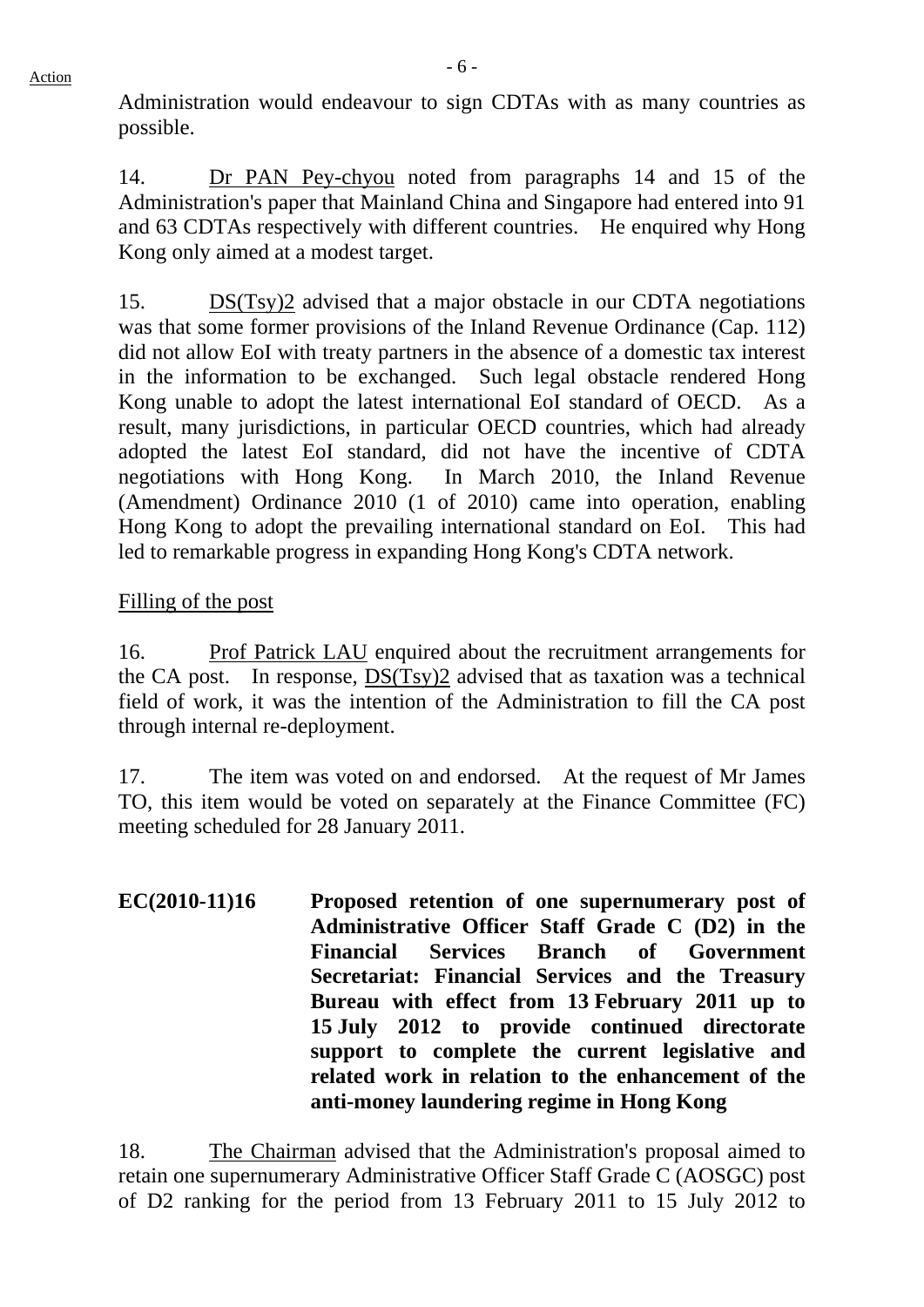Administration would endeavour to sign CDTAs with as many countries as possible.

14. Dr PAN Pey-chyou noted from paragraphs 14 and 15 of the Administration's paper that Mainland China and Singapore had entered into 91 and 63 CDTAs respectively with different countries. He enquired why Hong Kong only aimed at a modest target.

15. DS(Tsy)2 advised that a major obstacle in our CDTA negotiations was that some former provisions of the Inland Revenue Ordinance (Cap. 112) did not allow EoI with treaty partners in the absence of a domestic tax interest in the information to be exchanged. Such legal obstacle rendered Hong Kong unable to adopt the latest international EoI standard of OECD. As a result, many jurisdictions, in particular OECD countries, which had already adopted the latest EoI standard, did not have the incentive of CDTA negotiations with Hong Kong. In March 2010, the Inland Revenue (Amendment) Ordinance 2010 (1 of 2010) came into operation, enabling Hong Kong to adopt the prevailing international standard on EoI. This had led to remarkable progress in expanding Hong Kong's CDTA network.

Filling of the post

16. Prof Patrick LAU enquired about the recruitment arrangements for the CA post. In response, DS(Tsy)2 advised that as taxation was a technical field of work, it was the intention of the Administration to fill the CA post through internal re-deployment.

17. The item was voted on and endorsed. At the request of Mr James TO, this item would be voted on separately at the Finance Committee (FC) meeting scheduled for 28 January 2011.

**EC(2010-11)16 Proposed retention of one supernumerary post of Administrative Officer Staff Grade C (D2) in the Financial Services Branch of Government Secretariat: Financial Services and the Treasury Bureau with effect from 13 February 2011 up to 15 July 2012 to provide continued directorate support to complete the current legislative and related work in relation to the enhancement of the anti-money laundering regime in Hong Kong**

18. The Chairman advised that the Administration's proposal aimed to retain one supernumerary Administrative Officer Staff Grade C (AOSGC) post of D2 ranking for the period from 13 February 2011 to 15 July 2012 to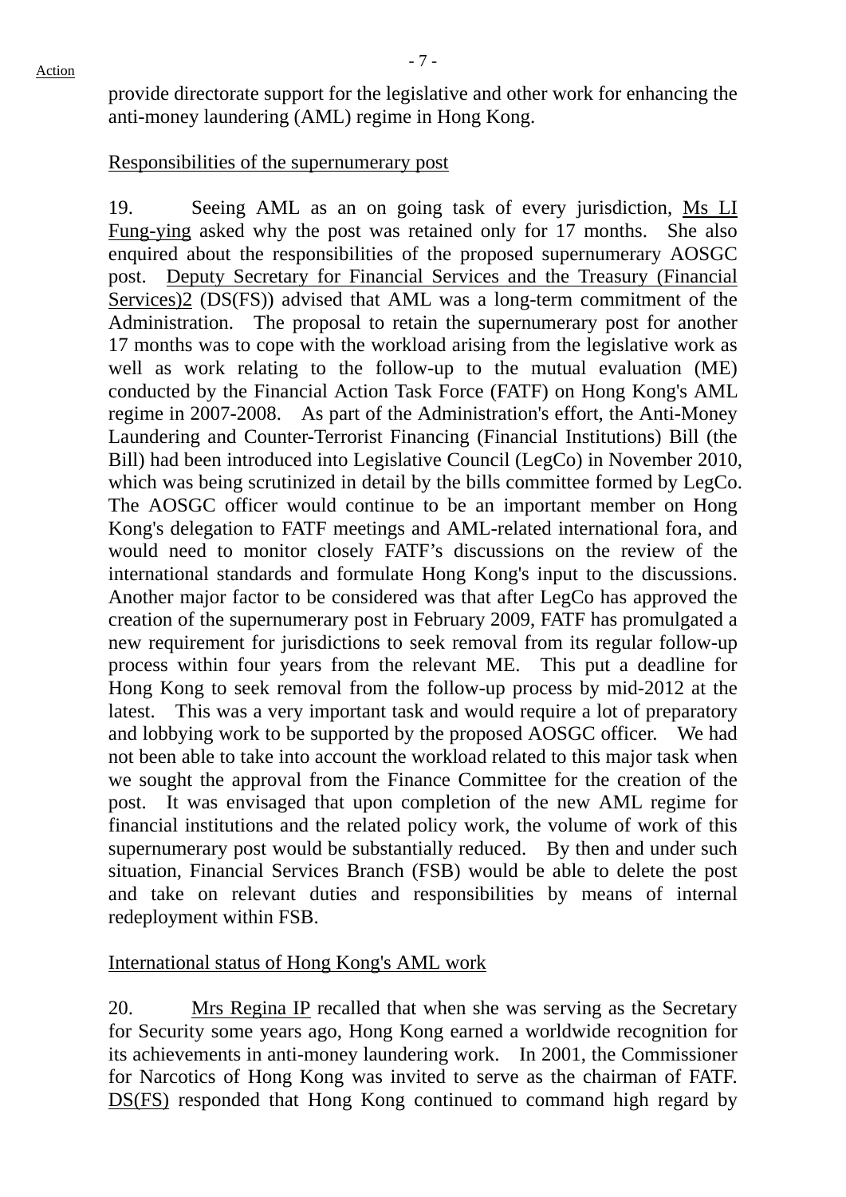provide directorate support for the legislative and other work for enhancing the anti-money laundering (AML) regime in Hong Kong.

Responsibilities of the supernumerary post

19. Seeing AML as an on going task of every jurisdiction, Ms LI Fung-ying asked why the post was retained only for 17 months. She also enquired about the responsibilities of the proposed supernumerary AOSGC post. Deputy Secretary for Financial Services and the Treasury (Financial Services)2 (DS(FS)) advised that AML was a long-term commitment of the Administration. The proposal to retain the supernumerary post for another 17 months was to cope with the workload arising from the legislative work as well as work relating to the follow-up to the mutual evaluation (ME) conducted by the Financial Action Task Force (FATF) on Hong Kong's AML regime in 2007-2008. As part of the Administration's effort, the Anti-Money Laundering and Counter-Terrorist Financing (Financial Institutions) Bill (the Bill) had been introduced into Legislative Council (LegCo) in November 2010, which was being scrutinized in detail by the bills committee formed by LegCo. The AOSGC officer would continue to be an important member on Hong Kong's delegation to FATF meetings and AML-related international fora, and would need to monitor closely FATF's discussions on the review of the international standards and formulate Hong Kong's input to the discussions. Another major factor to be considered was that after LegCo has approved the creation of the supernumerary post in February 2009, FATF has promulgated a new requirement for jurisdictions to seek removal from its regular follow-up process within four years from the relevant ME. This put a deadline for Hong Kong to seek removal from the follow-up process by mid-2012 at the latest. This was a very important task and would require a lot of preparatory and lobbying work to be supported by the proposed AOSGC officer. We had not been able to take into account the workload related to this major task when we sought the approval from the Finance Committee for the creation of the post. It was envisaged that upon completion of the new AML regime for financial institutions and the related policy work, the volume of work of this supernumerary post would be substantially reduced. By then and under such situation, Financial Services Branch (FSB) would be able to delete the post and take on relevant duties and responsibilities by means of internal redeployment within FSB.

International status of Hong Kong's AML work

20. Mrs Regina IP recalled that when she was serving as the Secretary for Security some years ago, Hong Kong earned a worldwide recognition for its achievements in anti-money laundering work. In 2001, the Commissioner for Narcotics of Hong Kong was invited to serve as the chairman of FATF. DS(FS) responded that Hong Kong continued to command high regard by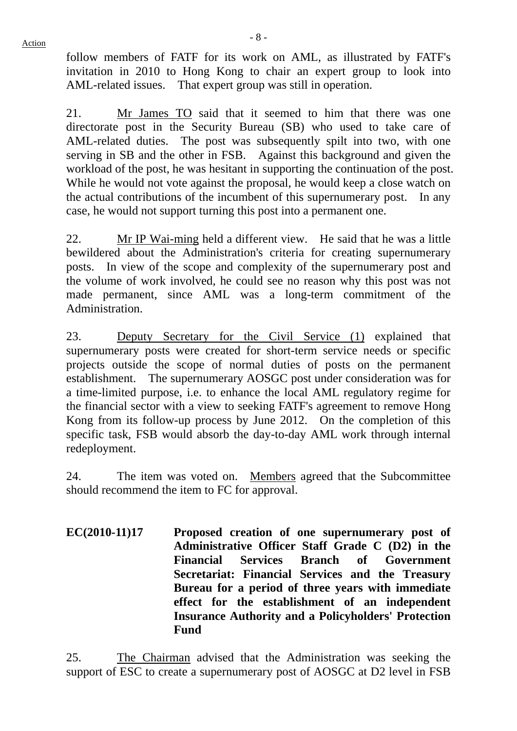follow members of FATF for its work on AML, as illustrated by FATF's invitation in 2010 to Hong Kong to chair an expert group to look into AML-related issues. That expert group was still in operation.

21. Mr James TO said that it seemed to him that there was one directorate post in the Security Bureau (SB) who used to take care of AML-related duties. The post was subsequently spilt into two, with one serving in SB and the other in FSB. Against this background and given the workload of the post, he was hesitant in supporting the continuation of the post. While he would not vote against the proposal, he would keep a close watch on the actual contributions of the incumbent of this supernumerary post. In any case, he would not support turning this post into a permanent one.

22. Mr IP Wai-ming held a different view. He said that he was a little bewildered about the Administration's criteria for creating supernumerary posts. In view of the scope and complexity of the supernumerary post and the volume of work involved, he could see no reason why this post was not made permanent, since AML was a long-term commitment of the Administration.

23. Deputy Secretary for the Civil Service (1) explained that supernumerary posts were created for short-term service needs or specific projects outside the scope of normal duties of posts on the permanent establishment. The supernumerary AOSGC post under consideration was for a time-limited purpose, i.e. to enhance the local AML regulatory regime for the financial sector with a view to seeking FATF's agreement to remove Hong Kong from its follow-up process by June 2012. On the completion of this specific task, FSB would absorb the day-to-day AML work through internal redeployment.

24. The item was voted on. Members agreed that the Subcommittee should recommend the item to FC for approval.

**EC(2010-11)17 Proposed creation of one supernumerary post of Administrative Officer Staff Grade C (D2) in the Financial Services Branch of Government Secretariat: Financial Services and the Treasury Bureau for a period of three years with immediate effect for the establishment of an independent Insurance Authority and a Policyholders' Protection Fund**

25. The Chairman advised that the Administration was seeking the support of ESC to create a supernumerary post of AOSGC at D2 level in FSB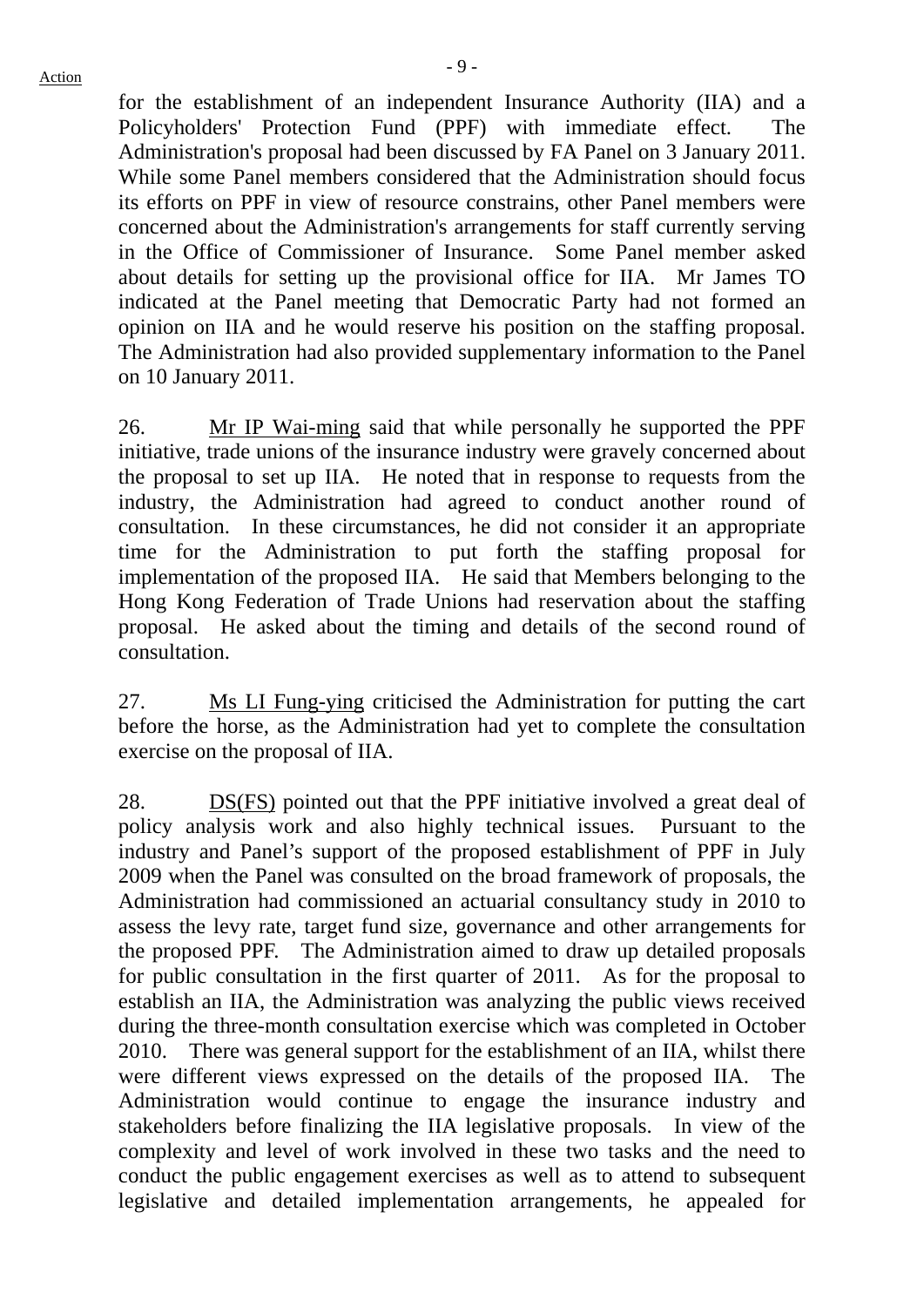for the establishment of an independent Insurance Authority (IIA) and a Policyholders' Protection Fund (PPF) with immediate effect. The Administration's proposal had been discussed by FA Panel on 3 January 2011. While some Panel members considered that the Administration should focus its efforts on PPF in view of resource constrains, other Panel members were concerned about the Administration's arrangements for staff currently serving in the Office of Commissioner of Insurance. Some Panel member asked about details for setting up the provisional office for IIA. Mr James TO indicated at the Panel meeting that Democratic Party had not formed an opinion on IIA and he would reserve his position on the staffing proposal. The Administration had also provided supplementary information to the Panel on 10 January 2011.

26. Mr IP Wai-ming said that while personally he supported the PPF initiative, trade unions of the insurance industry were gravely concerned about the proposal to set up IIA. He noted that in response to requests from the industry, the Administration had agreed to conduct another round of consultation. In these circumstances, he did not consider it an appropriate time for the Administration to put forth the staffing proposal for implementation of the proposed IIA. He said that Members belonging to the Hong Kong Federation of Trade Unions had reservation about the staffing proposal. He asked about the timing and details of the second round of consultation.

27. Ms LI Fung-ying criticised the Administration for putting the cart before the horse, as the Administration had yet to complete the consultation exercise on the proposal of IIA.

28. DS(FS) pointed out that the PPF initiative involved a great deal of policy analysis work and also highly technical issues. Pursuant to the industry and Panel's support of the proposed establishment of PPF in July 2009 when the Panel was consulted on the broad framework of proposals, the Administration had commissioned an actuarial consultancy study in 2010 to assess the levy rate, target fund size, governance and other arrangements for the proposed PPF. The Administration aimed to draw up detailed proposals for public consultation in the first quarter of 2011. As for the proposal to establish an IIA, the Administration was analyzing the public views received during the three-month consultation exercise which was completed in October 2010. There was general support for the establishment of an IIA, whilst there were different views expressed on the details of the proposed IIA. The Administration would continue to engage the insurance industry and stakeholders before finalizing the IIA legislative proposals. In view of the complexity and level of work involved in these two tasks and the need to conduct the public engagement exercises as well as to attend to subsequent legislative and detailed implementation arrangements, he appealed for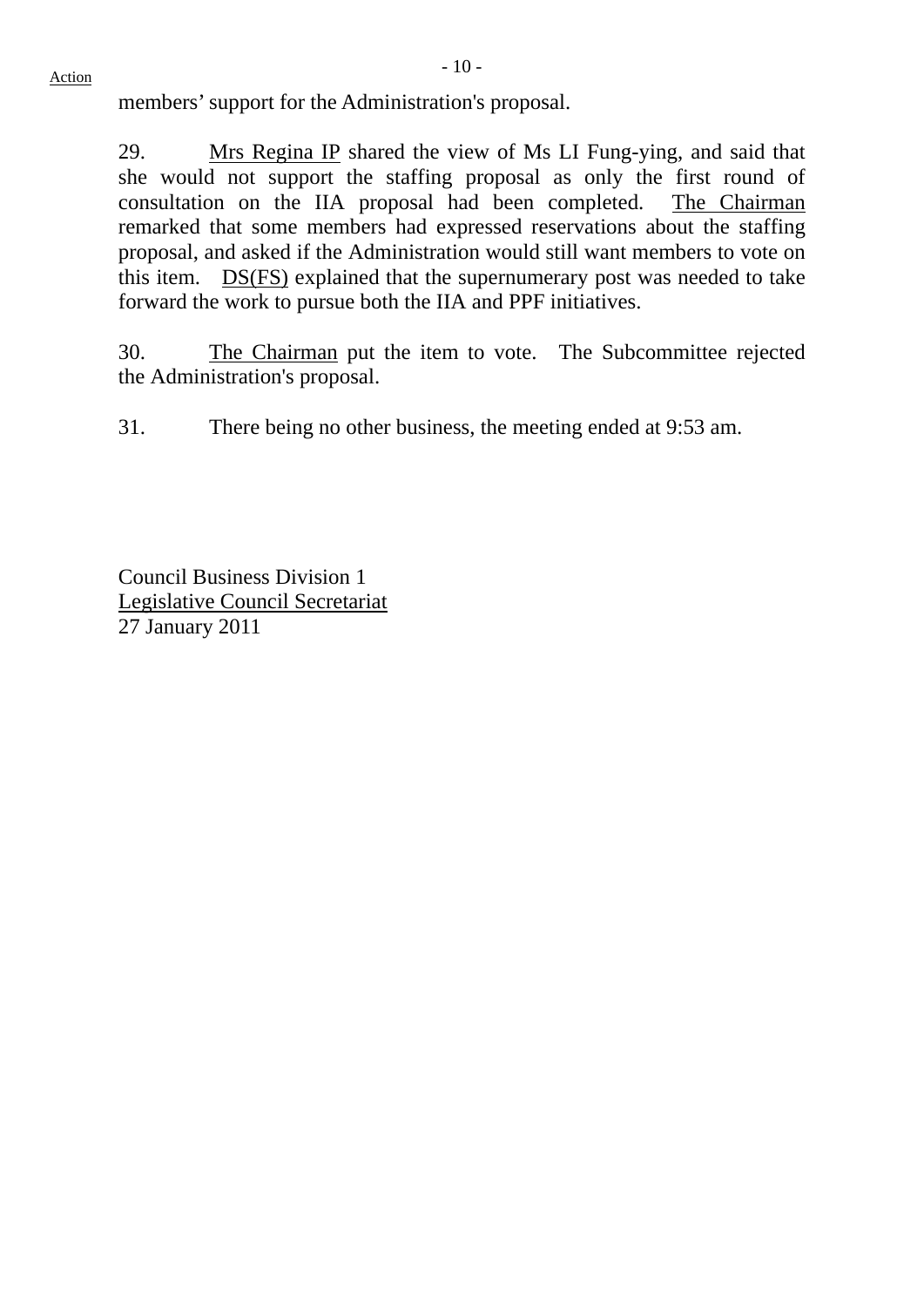members' support for the Administration's proposal.

29. Mrs Regina IP shared the view of Ms LI Fung-ying, and said that she would not support the staffing proposal as only the first round of consultation on the IIA proposal had been completed. The Chairman remarked that some members had expressed reservations about the staffing proposal, and asked if the Administration would still want members to vote on this item. DS(FS) explained that the supernumerary post was needed to take forward the work to pursue both the IIA and PPF initiatives.

30. The Chairman put the item to vote. The Subcommittee rejected the Administration's proposal.

31. There being no other business, the meeting ended at 9:53 am.

Council Business Division 1
Legislative Council Secretariat
27 January 2011